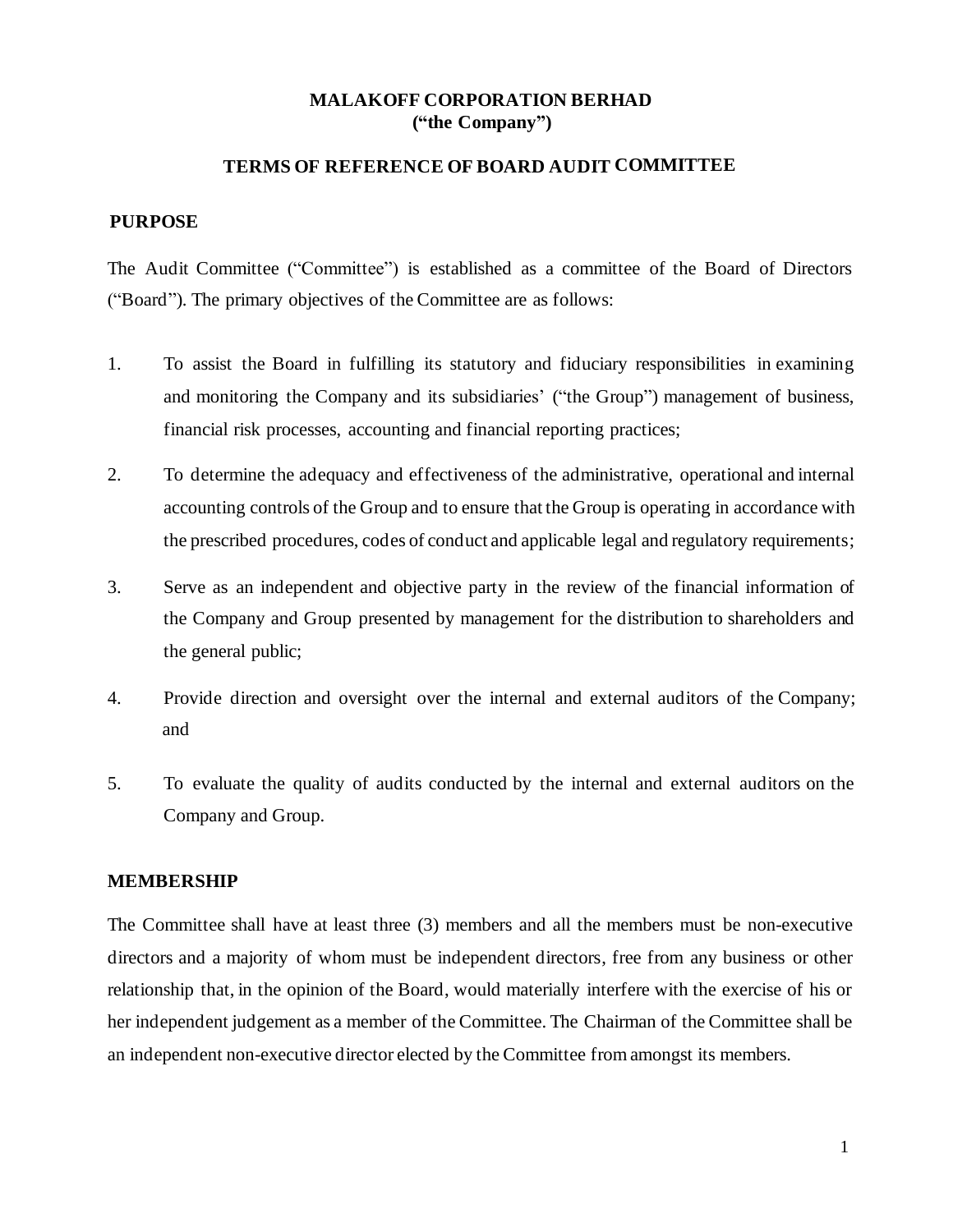# MALAKOFF CORPORATION BERHAD
# (“the Company”)

## TERMS OF REFERENCE OF BOARD AUDIT COMMITTEE

### PURPOSE

The Audit Committee (“Committee”) is established as a committee of the Board of Directors (“Board”). The primary objectives of the Committee are as follows:

1. To assist the Board in fulfilling its statutory and fiduciary responsibilities in examining and monitoring the Company and its subsidiaries’ (“the Group”) management of business, financial risk processes, accounting and financial reporting practices;

2. To determine the adequacy and effectiveness of the administrative, operational and internal accounting controls of the Group and to ensure that the Group is operating in accordance with the prescribed procedures, codes of conduct and applicable legal and regulatory requirements;

3. Serve as an independent and objective party in the review of the financial information of the Company and Group presented by management for the distribution to shareholders and the general public;

4. Provide direction and oversight over the internal and external auditors of the Company; and

5. To evaluate the quality of audits conducted by the internal and external auditors on the Company and Group.

### MEMBERSHIP

The Committee shall have at least three (3) members and all the members must be non-executive directors and a majority of whom must be independent directors, free from any business or other relationship that, in the opinion of the Board, would materially interfere with the exercise of his or her independent judgement as a member of the Committee. The Chairman of the Committee shall be an independent non-executive director elected by the Committee from amongst its members.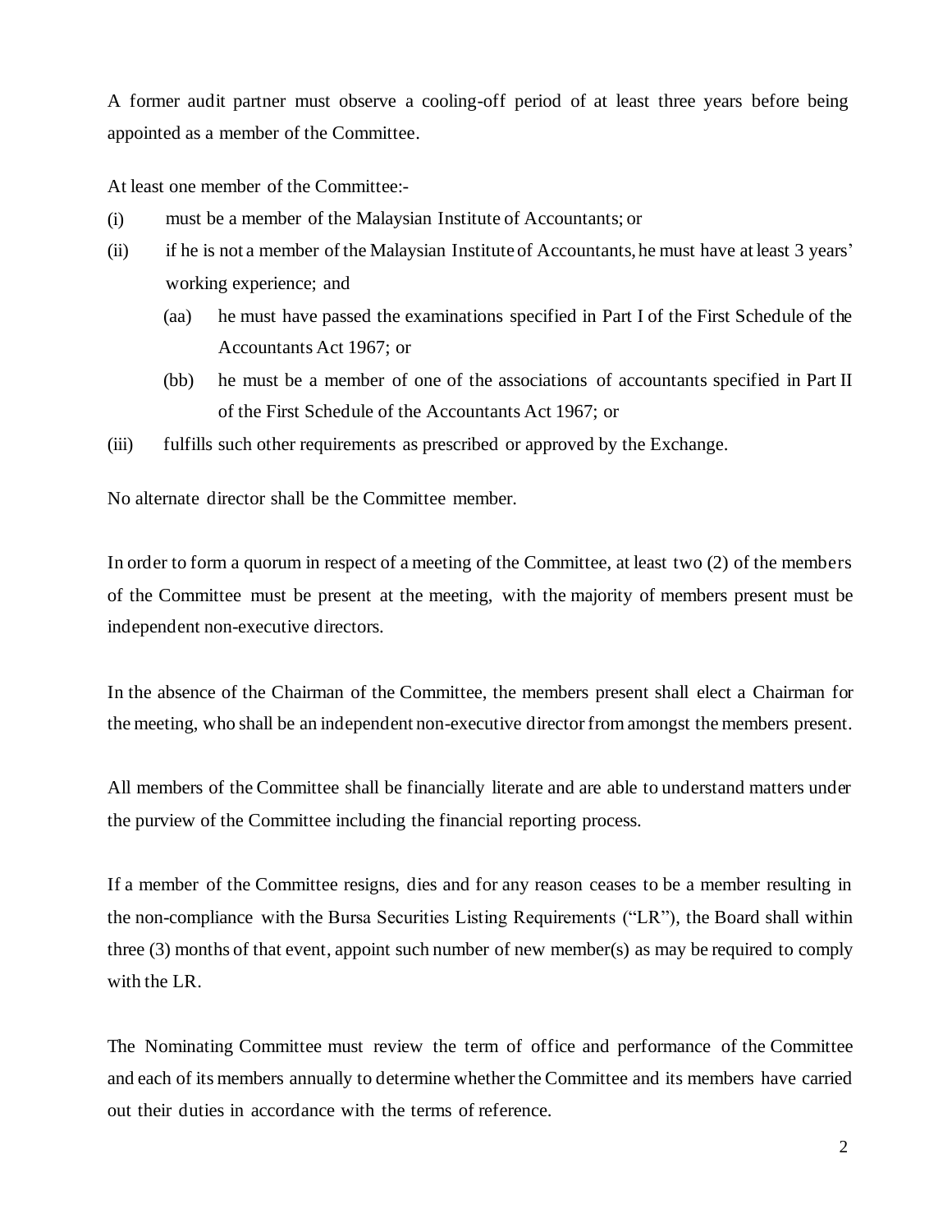A former audit partner must observe a cooling-off period of at least three years before being appointed as a member of the Committee.

At least one member of the Committee:-

(i) must be a member of the Malaysian Institute of Accountants; or

(ii) if he is not a member of the Malaysian Institute of Accountants, he must have at least 3 years' working experience; and

   (aa) he must have passed the examinations specified in Part I of the First Schedule of the Accountants Act 1967; or

   (bb) he must be a member of one of the associations of accountants specified in Part II of the First Schedule of the Accountants Act 1967; or

(iii) fulfills such other requirements as prescribed or approved by the Exchange.

No alternate director shall be the Committee member.

In order to form a quorum in respect of a meeting of the Committee, at least two (2) of the members of the Committee must be present at the meeting, with the majority of members present must be independent non-executive directors.

In the absence of the Chairman of the Committee, the members present shall elect a Chairman for the meeting, who shall be an independent non-executive director from amongst the members present.

All members of the Committee shall be financially literate and are able to understand matters under the purview of the Committee including the financial reporting process.

If a member of the Committee resigns, dies and for any reason ceases to be a member resulting in the non-compliance with the Bursa Securities Listing Requirements ("LR"), the Board shall within three (3) months of that event, appoint such number of new member(s) as may be required to comply with the LR.

The Nominating Committee must review the term of office and performance of the Committee and each of its members annually to determine whether the Committee and its members have carried out their duties in accordance with the terms of reference.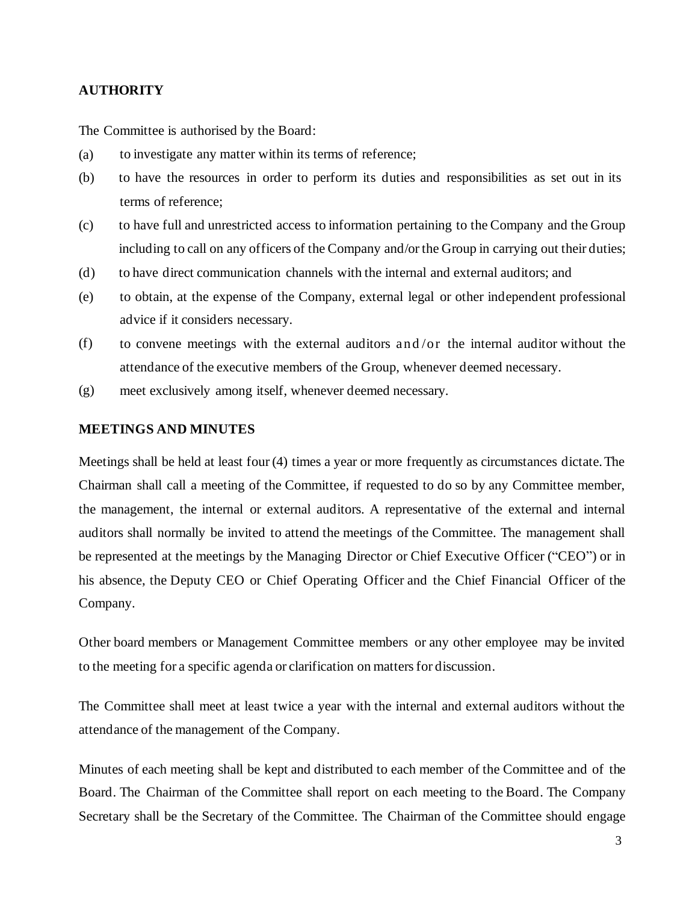## AUTHORITY

The Committee is authorised by the Board:

(a) to investigate any matter within its terms of reference;

(b) to have the resources in order to perform its duties and responsibilities as set out in its terms of reference;

(c) to have full and unrestricted access to information pertaining to the Company and the Group including to call on any officers of the Company and/or the Group in carrying out their duties;

(d) to have direct communication channels with the internal and external auditors; and

(e) to obtain, at the expense of the Company, external legal or other independent professional advice if it considers necessary.

(f) to convene meetings with the external auditors and/or the internal auditor without the attendance of the executive members of the Group, whenever deemed necessary.

(g) meet exclusively among itself, whenever deemed necessary.

## MEETINGS AND MINUTES

Meetings shall be held at least four (4) times a year or more frequently as circumstances dictate. The Chairman shall call a meeting of the Committee, if requested to do so by any Committee member, the management, the internal or external auditors. A representative of the external and internal auditors shall normally be invited to attend the meetings of the Committee. The management shall be represented at the meetings by the Managing Director or Chief Executive Officer ("CEO") or in his absence, the Deputy CEO or Chief Operating Officer and the Chief Financial Officer of the Company.

Other board members or Management Committee members or any other employee may be invited to the meeting for a specific agenda or clarification on matters for discussion.

The Committee shall meet at least twice a year with the internal and external auditors without the attendance of the management of the Company.

Minutes of each meeting shall be kept and distributed to each member of the Committee and of the Board. The Chairman of the Committee shall report on each meeting to the Board. The Company Secretary shall be the Secretary of the Committee. The Chairman of the Committee should engage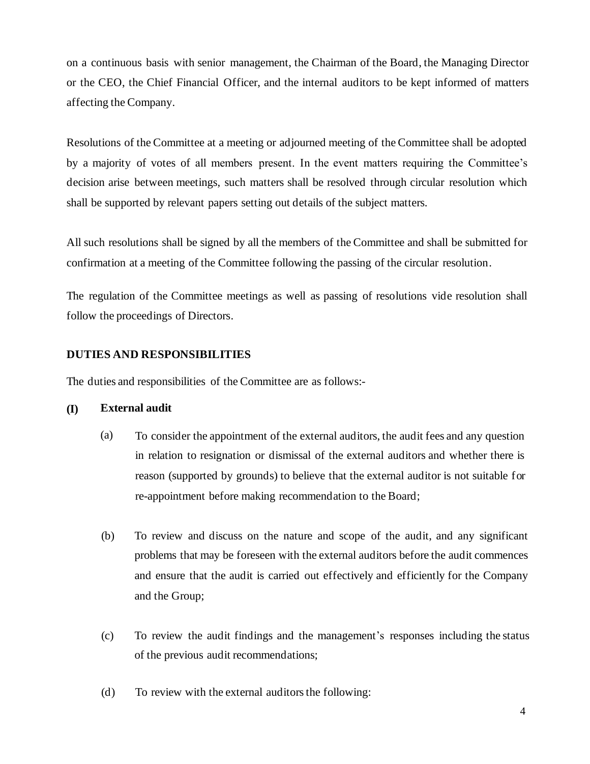on a continuous basis with senior management, the Chairman of the Board, the Managing Director or the CEO, the Chief Financial Officer, and the internal auditors to be kept informed of matters affecting the Company.

Resolutions of the Committee at a meeting or adjourned meeting of the Committee shall be adopted by a majority of votes of all members present. In the event matters requiring the Committee's decision arise between meetings, such matters shall be resolved through circular resolution which shall be supported by relevant papers setting out details of the subject matters.

All such resolutions shall be signed by all the members of the Committee and shall be submitted for confirmation at a meeting of the Committee following the passing of the circular resolution.

The regulation of the Committee meetings as well as passing of resolutions vide resolution shall follow the proceedings of Directors.

## DUTIES AND RESPONSIBILITIES

The duties and responsibilities of the Committee are as follows:-

### (I) External audit

(a) To consider the appointment of the external auditors, the audit fees and any question in relation to resignation or dismissal of the external auditors and whether there is reason (supported by grounds) to believe that the external auditor is not suitable for re-appointment before making recommendation to the Board;

(b) To review and discuss on the nature and scope of the audit, and any significant problems that may be foreseen with the external auditors before the audit commences and ensure that the audit is carried out effectively and efficiently for the Company and the Group;

(c) To review the audit findings and the management's responses including the status of the previous audit recommendations;

(d) To review with the external auditors the following: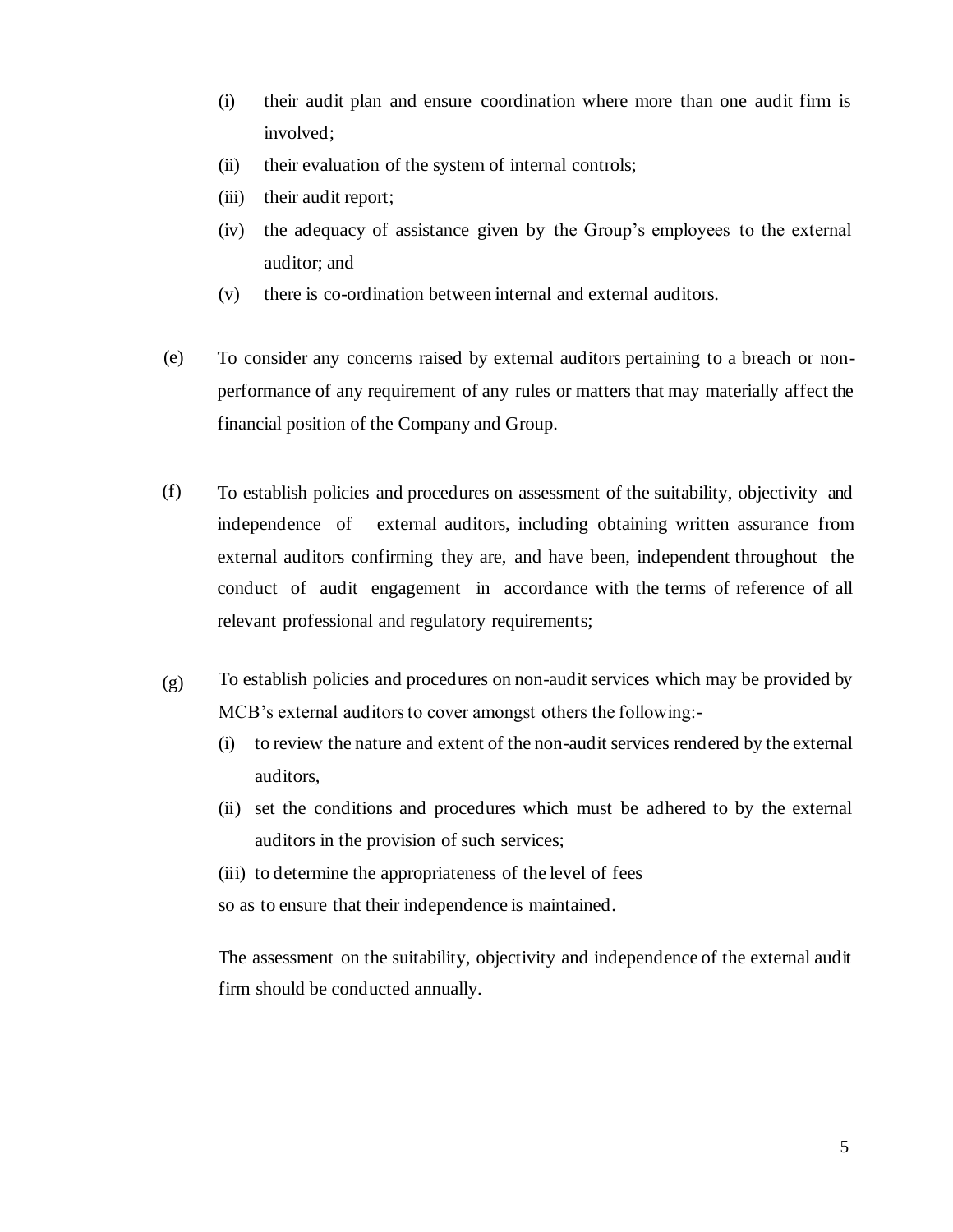(i) their audit plan and ensure coordination where more than one audit firm is involved;

(ii) their evaluation of the system of internal controls;

(iii) their audit report;

(iv) the adequacy of assistance given by the Group's employees to the external auditor; and

(v) there is co-ordination between internal and external auditors.

(e) To consider any concerns raised by external auditors pertaining to a breach or non-performance of any requirement of any rules or matters that may materially affect the financial position of the Company and Group.

(f) To establish policies and procedures on assessment of the suitability, objectivity and independence of external auditors, including obtaining written assurance from external auditors confirming they are, and have been, independent throughout the conduct of audit engagement in accordance with the terms of reference of all relevant professional and regulatory requirements;

(g) To establish policies and procedures on non-audit services which may be provided by MCB's external auditors to cover amongst others the following:-

(i) to review the nature and extent of the non-audit services rendered by the external auditors,

(ii) set the conditions and procedures which must be adhered to by the external auditors in the provision of such services;

(iii) to determine the appropriateness of the level of fees

so as to ensure that their independence is maintained.

The assessment on the suitability, objectivity and independence of the external audit firm should be conducted annually.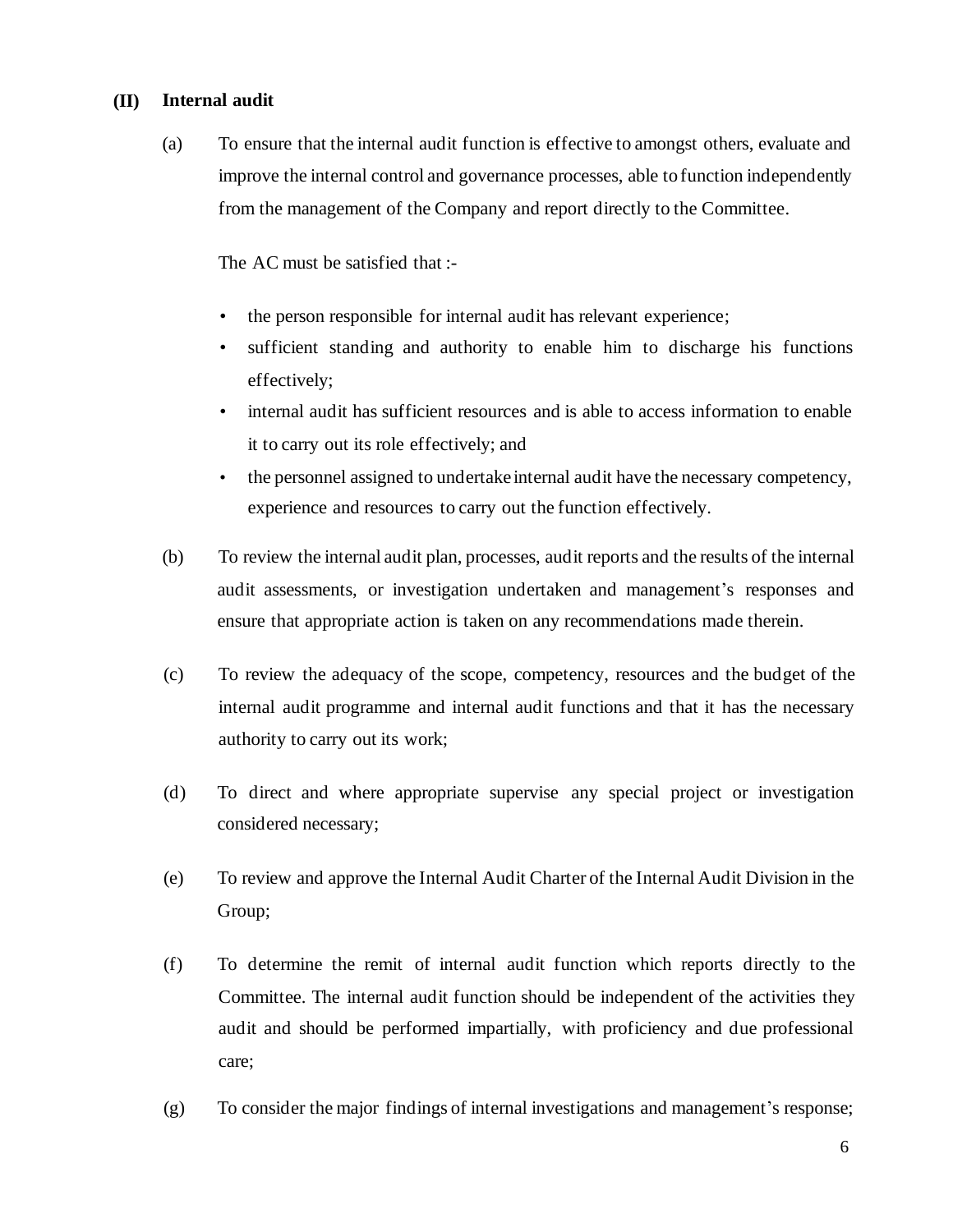**(II) Internal audit**

(a) To ensure that the internal audit function is effective to amongst others, evaluate and improve the internal control and governance processes, able to function independently from the management of the Company and report directly to the Committee.

The AC must be satisfied that :-

- the person responsible for internal audit has relevant experience;
- sufficient standing and authority to enable him to discharge his functions effectively;
- internal audit has sufficient resources and is able to access information to enable it to carry out its role effectively; and
- the personnel assigned to undertake internal audit have the necessary competency, experience and resources to carry out the function effectively.

(b) To review the internal audit plan, processes, audit reports and the results of the internal audit assessments, or investigation undertaken and management's responses and ensure that appropriate action is taken on any recommendations made therein.

(c) To review the adequacy of the scope, competency, resources and the budget of the internal audit programme and internal audit functions and that it has the necessary authority to carry out its work;

(d) To direct and where appropriate supervise any special project or investigation considered necessary;

(e) To review and approve the Internal Audit Charter of the Internal Audit Division in the Group;

(f) To determine the remit of internal audit function which reports directly to the Committee. The internal audit function should be independent of the activities they audit and should be performed impartially, with proficiency and due professional care;

(g) To consider the major findings of internal investigations and management's response;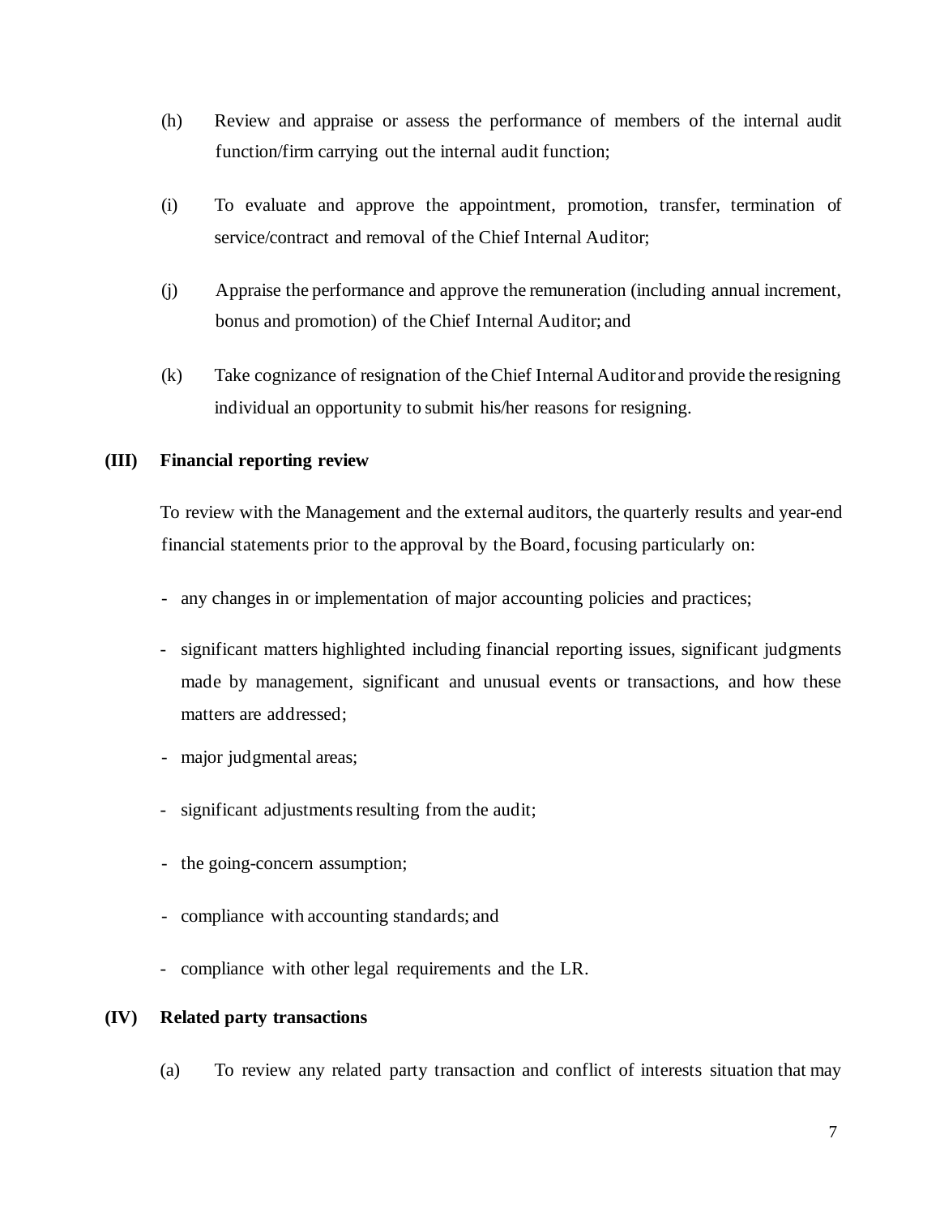(h) Review and appraise or assess the performance of members of the internal audit function/firm carrying out the internal audit function;

(i) To evaluate and approve the appointment, promotion, transfer, termination of service/contract and removal of the Chief Internal Auditor;

(j) Appraise the performance and approve the remuneration (including annual increment, bonus and promotion) of the Chief Internal Auditor; and

(k) Take cognizance of resignation of the Chief Internal Auditor and provide the resigning individual an opportunity to submit his/her reasons for resigning.

**(III) Financial reporting review**

To review with the Management and the external auditors, the quarterly results and year-end financial statements prior to the approval by the Board, focusing particularly on:

- any changes in or implementation of major accounting policies and practices;
- significant matters highlighted including financial reporting issues, significant judgments made by management, significant and unusual events or transactions, and how these matters are addressed;
- major judgmental areas;
- significant adjustments resulting from the audit;
- the going-concern assumption;
- compliance with accounting standards; and
- compliance with other legal requirements and the LR.

**(IV) Related party transactions**

(a) To review any related party transaction and conflict of interests situation that may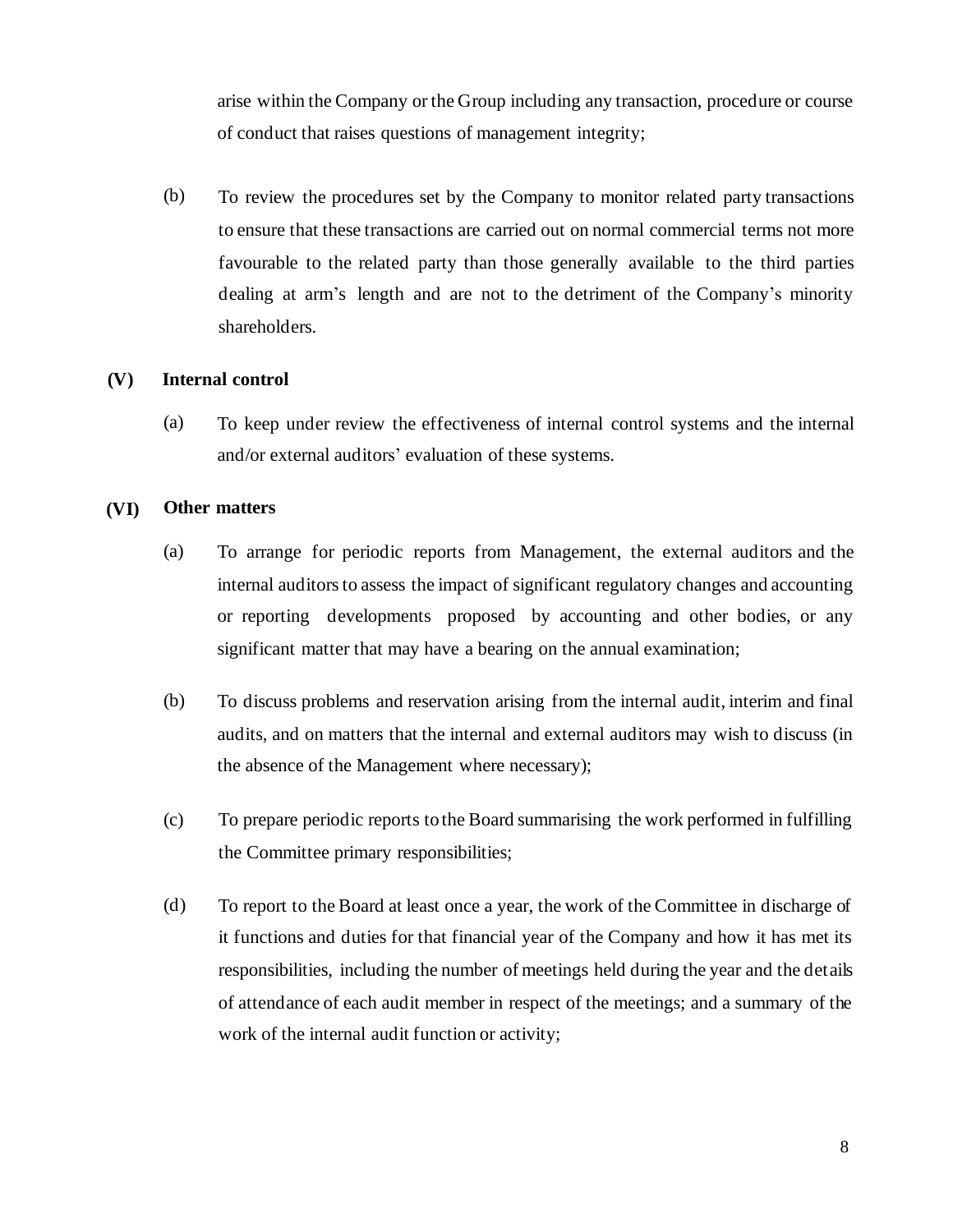arise within the Company or the Group including any transaction, procedure or course of conduct that raises questions of management integrity;

(b) To review the procedures set by the Company to monitor related party transactions to ensure that these transactions are carried out on normal commercial terms not more favourable to the related party than those generally available to the third parties dealing at arm's length and are not to the detriment of the Company's minority shareholders.

**(V) Internal control**

(a) To keep under review the effectiveness of internal control systems and the internal and/or external auditors' evaluation of these systems.

**(VI) Other matters**

(a) To arrange for periodic reports from Management, the external auditors and the internal auditors to assess the impact of significant regulatory changes and accounting or reporting developments proposed by accounting and other bodies, or any significant matter that may have a bearing on the annual examination;

(b) To discuss problems and reservation arising from the internal audit, interim and final audits, and on matters that the internal and external auditors may wish to discuss (in the absence of the Management where necessary);

(c) To prepare periodic reports to the Board summarising the work performed in fulfilling the Committee primary responsibilities;

(d) To report to the Board at least once a year, the work of the Committee in discharge of it functions and duties for that financial year of the Company and how it has met its responsibilities, including the number of meetings held during the year and the details of attendance of each audit member in respect of the meetings; and a summary of the work of the internal audit function or activity;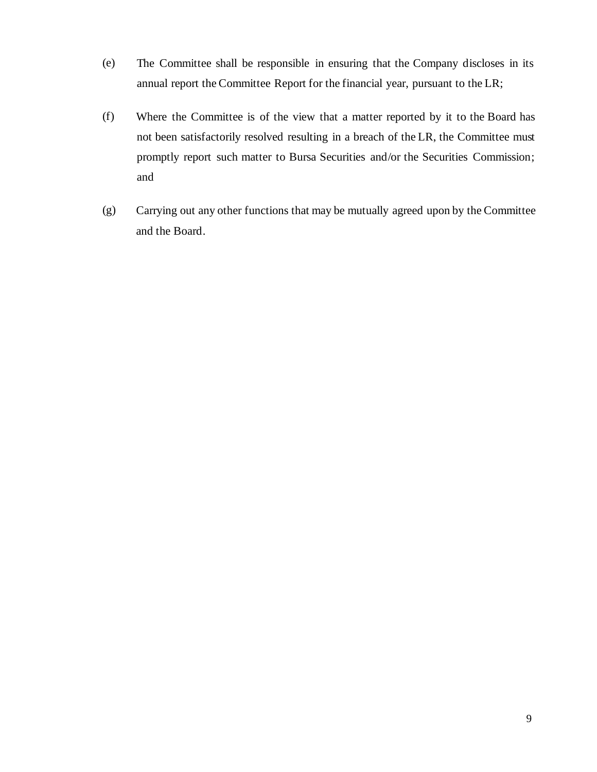(e) The Committee shall be responsible in ensuring that the Company discloses in its annual report the Committee Report for the financial year, pursuant to the LR;

(f) Where the Committee is of the view that a matter reported by it to the Board has not been satisfactorily resolved resulting in a breach of the LR, the Committee must promptly report such matter to Bursa Securities and/or the Securities Commission; and

(g) Carrying out any other functions that may be mutually agreed upon by the Committee and the Board.